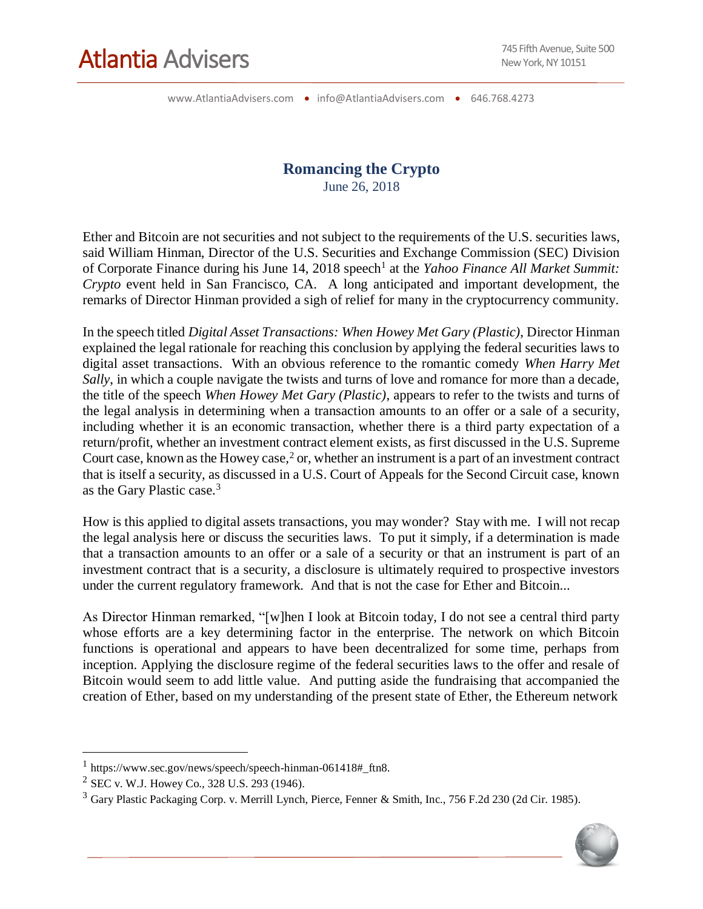# Atlantia Advisers

745 Fifth Avenue, Suite 500
New York, NY 10151

www.AtlantiaAdvisers.com • info@AtlantiaAdvisers.com • 646.768.4273

## Romancing the Crypto

June 26, 2018

Ether and Bitcoin are not securities and not subject to the requirements of the U.S. securities laws, said William Hinman, Director of the U.S. Securities and Exchange Commission (SEC) Division of Corporate Finance during his June 14, 2018 speech[1] at the *Yahoo Finance All Market Summit: Crypto* event held in San Francisco, CA. A long anticipated and important development, the remarks of Director Hinman provided a sigh of relief for many in the cryptocurrency community.

In the speech titled *Digital Asset Transactions: When Howey Met Gary (Plastic)*, Director Hinman explained the legal rationale for reaching this conclusion by applying the federal securities laws to digital asset transactions. With an obvious reference to the romantic comedy *When Harry Met Sally*, in which a couple navigate the twists and turns of love and romance for more than a decade, the title of the speech *When Howey Met Gary (Plastic)*, appears to refer to the twists and turns of the legal analysis in determining when a transaction amounts to an offer or a sale of a security, including whether it is an economic transaction, whether there is a third party expectation of a return/profit, whether an investment contract element exists, as first discussed in the U.S. Supreme Court case, known as the Howey case,[2] or, whether an instrument is a part of an investment contract that is itself a security, as discussed in a U.S. Court of Appeals for the Second Circuit case, known as the Gary Plastic case.[3]

How is this applied to digital assets transactions, you may wonder? Stay with me. I will not recap the legal analysis here or discuss the securities laws. To put it simply, if a determination is made that a transaction amounts to an offer or a sale of a security or that an instrument is part of an investment contract that is a security, a disclosure is ultimately required to prospective investors under the current regulatory framework. And that is not the case for Ether and Bitcoin...

As Director Hinman remarked, "[w]hen I look at Bitcoin today, I do not see a central third party whose efforts are a key determining factor in the enterprise. The network on which Bitcoin functions is operational and appears to have been decentralized for some time, perhaps from inception. Applying the disclosure regime of the federal securities laws to the offer and resale of Bitcoin would seem to add little value. And putting aside the fundraising that accompanied the creation of Ether, based on my understanding of the present state of Ether, the Ethereum network

---

[1] https://www.sec.gov/news/speech/speech-hinman-061418#_ftn8.

[2] SEC v. W.J. Howey Co., 328 U.S. 293 (1946).

[3] Gary Plastic Packaging Corp. v. Merrill Lynch, Pierce, Fenner & Smith, Inc., 756 F.2d 230 (2d Cir. 1985).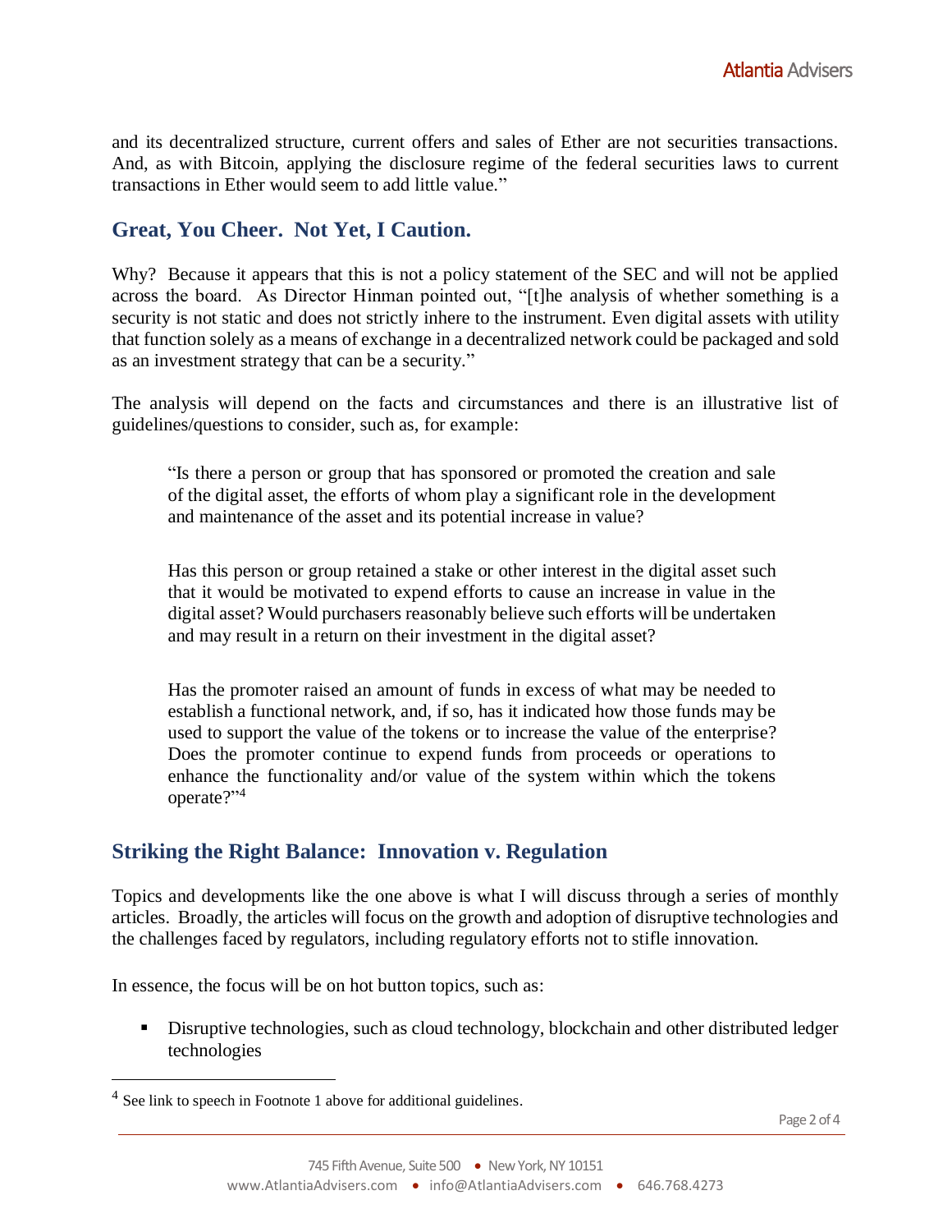and its decentralized structure, current offers and sales of Ether are not securities transactions. And, as with Bitcoin, applying the disclosure regime of the federal securities laws to current transactions in Ether would seem to add little value."

## Great, You Cheer. Not Yet, I Caution.

Why? Because it appears that this is not a policy statement of the SEC and will not be applied across the board. As Director Hinman pointed out, "[t]he analysis of whether something is a security is not static and does not strictly inhere to the instrument. Even digital assets with utility that function solely as a means of exchange in a decentralized network could be packaged and sold as an investment strategy that can be a security."

The analysis will depend on the facts and circumstances and there is an illustrative list of guidelines/questions to consider, such as, for example:

> "Is there a person or group that has sponsored or promoted the creation and sale of the digital asset, the efforts of whom play a significant role in the development and maintenance of the asset and its potential increase in value?
>
> Has this person or group retained a stake or other interest in the digital asset such that it would be motivated to expend efforts to cause an increase in value in the digital asset? Would purchasers reasonably believe such efforts will be undertaken and may result in a return on their investment in the digital asset?
>
> Has the promoter raised an amount of funds in excess of what may be needed to establish a functional network, and, if so, has it indicated how those funds may be used to support the value of the tokens or to increase the value of the enterprise? Does the promoter continue to expend funds from proceeds or operations to enhance the functionality and/or value of the system within which the tokens operate?"[4]

## Striking the Right Balance: Innovation v. Regulation

Topics and developments like the one above is what I will discuss through a series of monthly articles. Broadly, the articles will focus on the growth and adoption of disruptive technologies and the challenges faced by regulators, including regulatory efforts not to stifle innovation.

In essence, the focus will be on hot button topics, such as:

- Disruptive technologies, such as cloud technology, blockchain and other distributed ledger technologies

---

[4] See link to speech in Footnote 1 above for additional guidelines.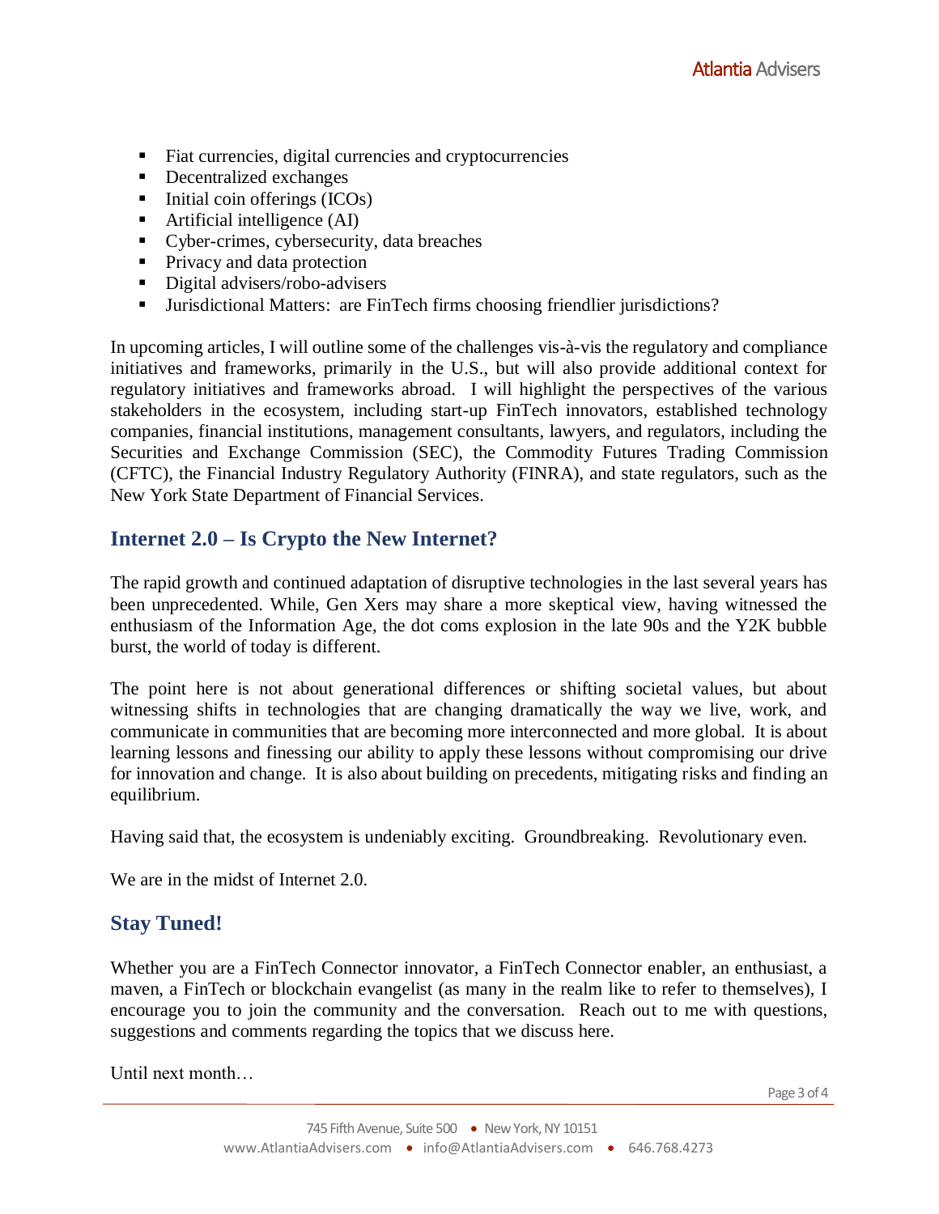- Fiat currencies, digital currencies and cryptocurrencies
- Decentralized exchanges
- Initial coin offerings (ICOs)
- Artificial intelligence (AI)
- Cyber-crimes, cybersecurity, data breaches
- Privacy and data protection
- Digital advisers/robo-advisers
- Jurisdictional Matters: are FinTech firms choosing friendlier jurisdictions?

In upcoming articles, I will outline some of the challenges vis-à-vis the regulatory and compliance initiatives and frameworks, primarily in the U.S., but will also provide additional context for regulatory initiatives and frameworks abroad. I will highlight the perspectives of the various stakeholders in the ecosystem, including start-up FinTech innovators, established technology companies, financial institutions, management consultants, lawyers, and regulators, including the Securities and Exchange Commission (SEC), the Commodity Futures Trading Commission (CFTC), the Financial Industry Regulatory Authority (FINRA), and state regulators, such as the New York State Department of Financial Services.

## Internet 2.0 – Is Crypto the New Internet?

The rapid growth and continued adaptation of disruptive technologies in the last several years has been unprecedented. While, Gen Xers may share a more skeptical view, having witnessed the enthusiasm of the Information Age, the dot coms explosion in the late 90s and the Y2K bubble burst, the world of today is different.

The point here is not about generational differences or shifting societal values, but about witnessing shifts in technologies that are changing dramatically the way we live, work, and communicate in communities that are becoming more interconnected and more global. It is about learning lessons and finessing our ability to apply these lessons without compromising our drive for innovation and change. It is also about building on precedents, mitigating risks and finding an equilibrium.

Having said that, the ecosystem is undeniably exciting. Groundbreaking. Revolutionary even.

We are in the midst of Internet 2.0.

## Stay Tuned!

Whether you are a FinTech Connector innovator, a FinTech Connector enabler, an enthusiast, a maven, a FinTech or blockchain evangelist (as many in the realm like to refer to themselves), I encourage you to join the community and the conversation. Reach out to me with questions, suggestions and comments regarding the topics that we discuss here.

Until next month…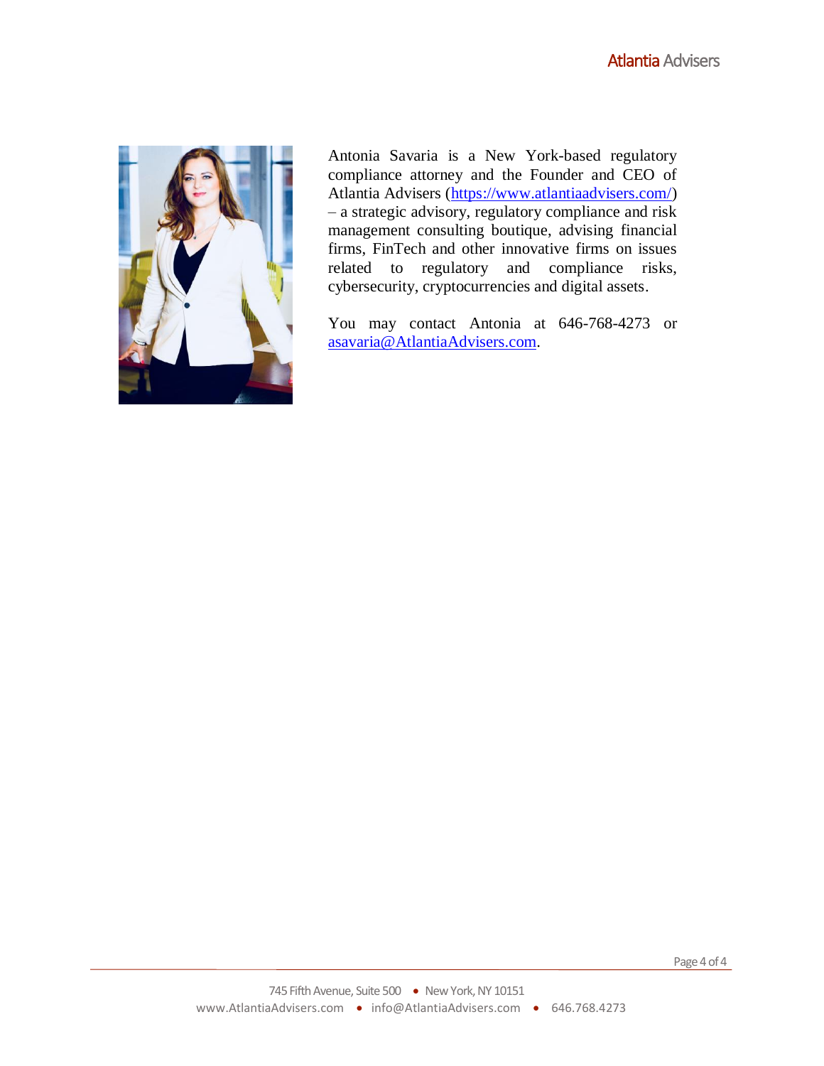Antonia Savaria is a New York-based regulatory compliance attorney and the Founder and CEO of Atlantia Advisers (https://www.atlantiaadvisers.com/) – a strategic advisory, regulatory compliance and risk management consulting boutique, advising financial firms, FinTech and other innovative firms on issues related to regulatory and compliance risks, cybersecurity, cryptocurrencies and digital assets.

You may contact Antonia at 646-768-4273 or asavaria@AtlantiaAdvisers.com.